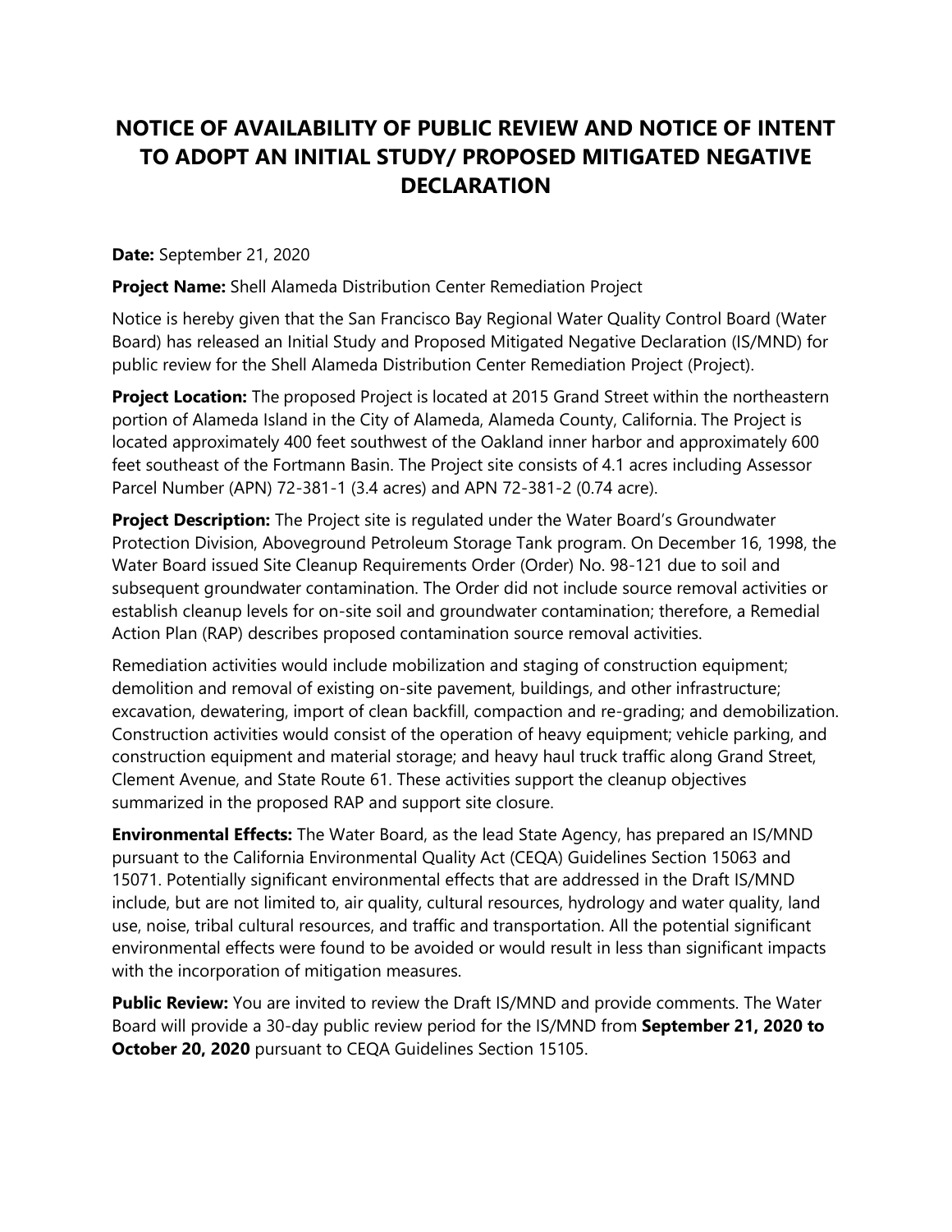# NOTICE OF AVAILABILITY OF PUBLIC REVIEW AND NOTICE OF INTENT TO ADOPT AN INITIAL STUDY/ PROPOSED MITIGATED NEGATIVE DECLARATION

**Date:** September 21, 2020

**Project Name:** Shell Alameda Distribution Center Remediation Project

Notice is hereby given that the San Francisco Bay Regional Water Quality Control Board (Water Board) has released an Initial Study and Proposed Mitigated Negative Declaration (IS/MND) for public review for the Shell Alameda Distribution Center Remediation Project (Project).

**Project Location:** The proposed Project is located at 2015 Grand Street within the northeastern portion of Alameda Island in the City of Alameda, Alameda County, California. The Project is located approximately 400 feet southwest of the Oakland inner harbor and approximately 600 feet southeast of the Fortmann Basin. The Project site consists of 4.1 acres including Assessor Parcel Number (APN) 72-381-1 (3.4 acres) and APN 72-381-2 (0.74 acre).

**Project Description:** The Project site is regulated under the Water Board's Groundwater Protection Division, Aboveground Petroleum Storage Tank program. On December 16, 1998, the Water Board issued Site Cleanup Requirements Order (Order) No. 98-121 due to soil and subsequent groundwater contamination. The Order did not include source removal activities or establish cleanup levels for on-site soil and groundwater contamination; therefore, a Remedial Action Plan (RAP) describes proposed contamination source removal activities.

Remediation activities would include mobilization and staging of construction equipment; demolition and removal of existing on-site pavement, buildings, and other infrastructure; excavation, dewatering, import of clean backfill, compaction and re-grading; and demobilization. Construction activities would consist of the operation of heavy equipment; vehicle parking, and construction equipment and material storage; and heavy haul truck traffic along Grand Street, Clement Avenue, and State Route 61. These activities support the cleanup objectives summarized in the proposed RAP and support site closure.

**Environmental Effects:** The Water Board, as the lead State Agency, has prepared an IS/MND pursuant to the California Environmental Quality Act (CEQA) Guidelines Section 15063 and 15071. Potentially significant environmental effects that are addressed in the Draft IS/MND include, but are not limited to, air quality, cultural resources, hydrology and water quality, land use, noise, tribal cultural resources, and traffic and transportation. All the potential significant environmental effects were found to be avoided or would result in less than significant impacts with the incorporation of mitigation measures.

**Public Review:** You are invited to review the Draft IS/MND and provide comments. The Water Board will provide a 30-day public review period for the IS/MND from **September 21, 2020 to October 20, 2020** pursuant to CEQA Guidelines Section 15105.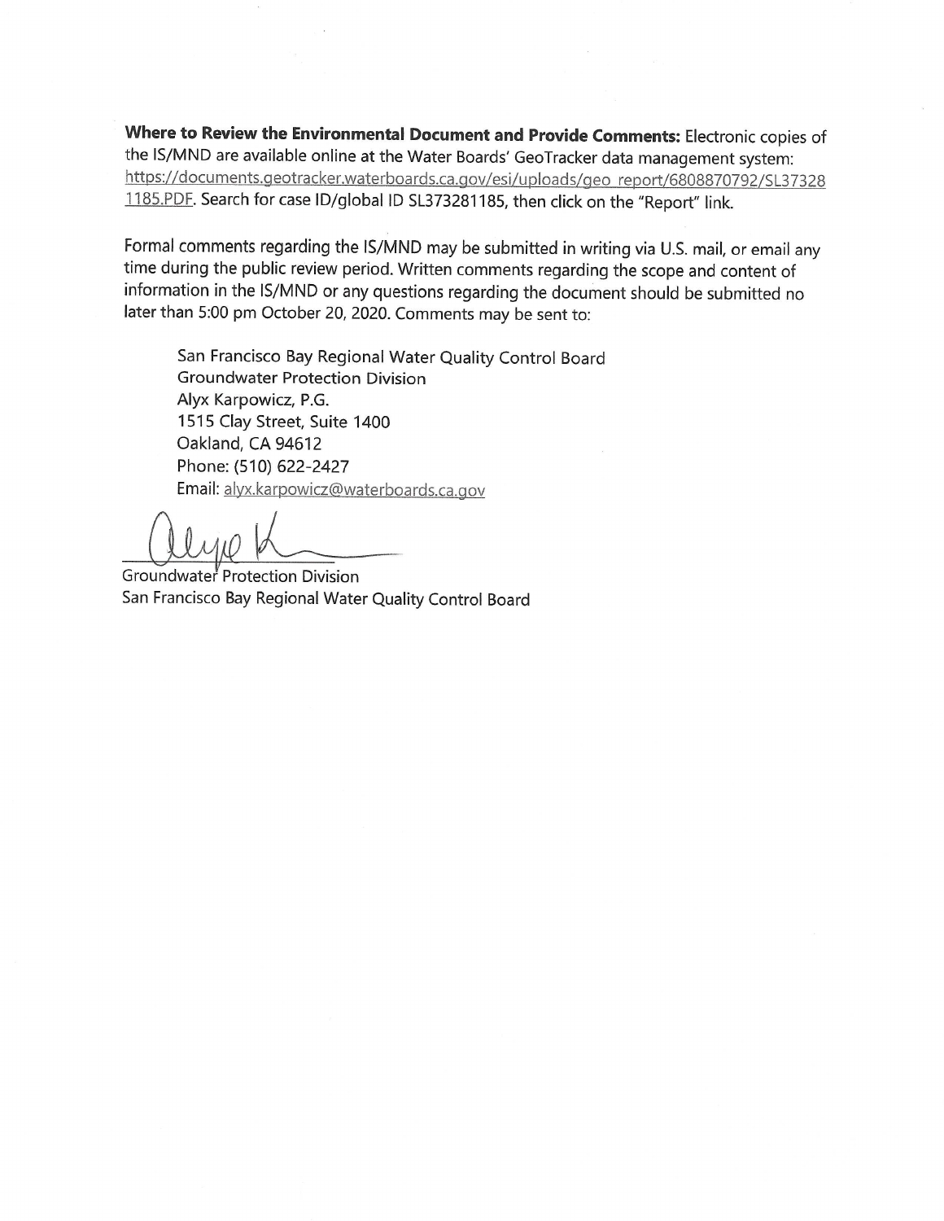**Where to Review the Environmental Document and Provide Comments:** Electronic copies of the IS/MND are available online at the Water Boards' GeoTracker data management system: https://documents.geotracker.waterboards.ca.gov/esi/uploads/geo_report/6808870792/SL373281185.PDF. Search for case ID/global ID SL373281185, then click on the "Report" link.

Formal comments regarding the IS/MND may be submitted in writing via U.S. mail, or email any time during the public review period. Written comments regarding the scope and content of information in the IS/MND or any questions regarding the document should be submitted no later than 5:00 pm October 20, 2020. Comments may be sent to:

San Francisco Bay Regional Water Quality Control Board
Groundwater Protection Division
Alyx Karpowicz, P.G.
1515 Clay Street, Suite 1400
Oakland, CA 94612
Phone: (510) 622-2427
Email: alyx.karpowicz@waterboards.ca.gov

Groundwater Protection Division
San Francisco Bay Regional Water Quality Control Board